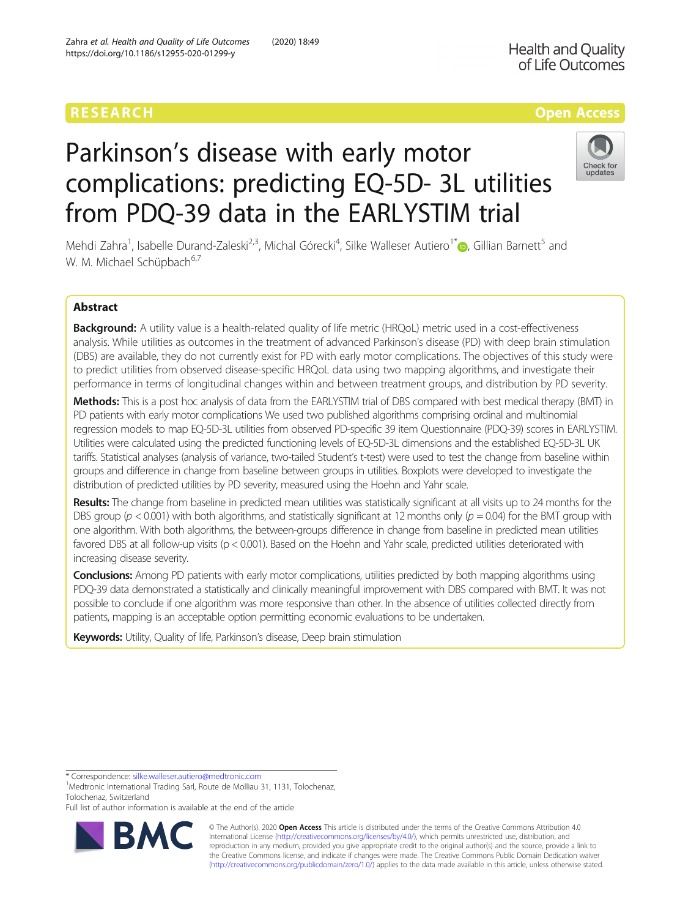RESEARCH

Open Access

# Parkinson's disease with early motor complications: predicting EQ-5D- 3L utilities from PDQ-39 data in the EARLYSTIM trial

Mehdi Zahra[1], Isabelle Durand-Zaleski[2,3], Michal Górecki[4], Silke Walleser Autiero[1*], Gillian Barnett[5] and W. M. Michael Schüpbach[6,7]

## Abstract

**Background:** A utility value is a health-related quality of life metric (HRQoL) metric used in a cost-effectiveness analysis. While utilities as outcomes in the treatment of advanced Parkinson's disease (PD) with deep brain stimulation (DBS) are available, they do not currently exist for PD with early motor complications. The objectives of this study were to predict utilities from observed disease-specific HRQoL data using two mapping algorithms, and investigate their performance in terms of longitudinal changes within and between treatment groups, and distribution by PD severity.

**Methods:** This is a post hoc analysis of data from the EARLYSTIM trial of DBS compared with best medical therapy (BMT) in PD patients with early motor complications We used two published algorithms comprising ordinal and multinomial regression models to map EQ-5D-3L utilities from observed PD-specific 39 item Questionnaire (PDQ-39) scores in EARLYSTIM. Utilities were calculated using the predicted functioning levels of EQ-5D-3L dimensions and the established EQ-5D-3L UK tariffs. Statistical analyses (analysis of variance, two-tailed Student's t-test) were used to test the change from baseline within groups and difference in change from baseline between groups in utilities. Boxplots were developed to investigate the distribution of predicted utilities by PD severity, measured using the Hoehn and Yahr scale.

**Results:** The change from baseline in predicted mean utilities was statistically significant at all visits up to 24 months for the DBS group ($p < 0.001$) with both algorithms, and statistically significant at 12 months only ($p = 0.04$) for the BMT group with one algorithm. With both algorithms, the between-groups difference in change from baseline in predicted mean utilities favored DBS at all follow-up visits ($p < 0.001$). Based on the Hoehn and Yahr scale, predicted utilities deteriorated with increasing disease severity.

**Conclusions:** Among PD patients with early motor complications, utilities predicted by both mapping algorithms using PDQ-39 data demonstrated a statistically and clinically meaningful improvement with DBS compared with BMT. It was not possible to conclude if one algorithm was more responsive than other. In the absence of utilities collected directly from patients, mapping is an acceptable option permitting economic evaluations to be undertaken.

**Keywords:** Utility, Quality of life, Parkinson's disease, Deep brain stimulation

\* Correspondence: silke.walleser.autiero@medtronic.com
[1]Medtronic International Trading Sarl, Route de Molliau 31, 1131, Tolochenaz, Tolochenaz, Switzerland
Full list of author information is available at the end of the article

© The Author(s). 2020 **Open Access** This article is distributed under the terms of the Creative Commons Attribution 4.0 International License (http://creativecommons.org/licenses/by/4.0/), which permits unrestricted use, distribution, and reproduction in any medium, provided you give appropriate credit to the original author(s) and the source, provide a link to the Creative Commons license, and indicate if changes were made. The Creative Commons Public Domain Dedication waiver (http://creativecommons.org/publicdomain/zero/1.0/) applies to the data made available in this article, unless otherwise stated.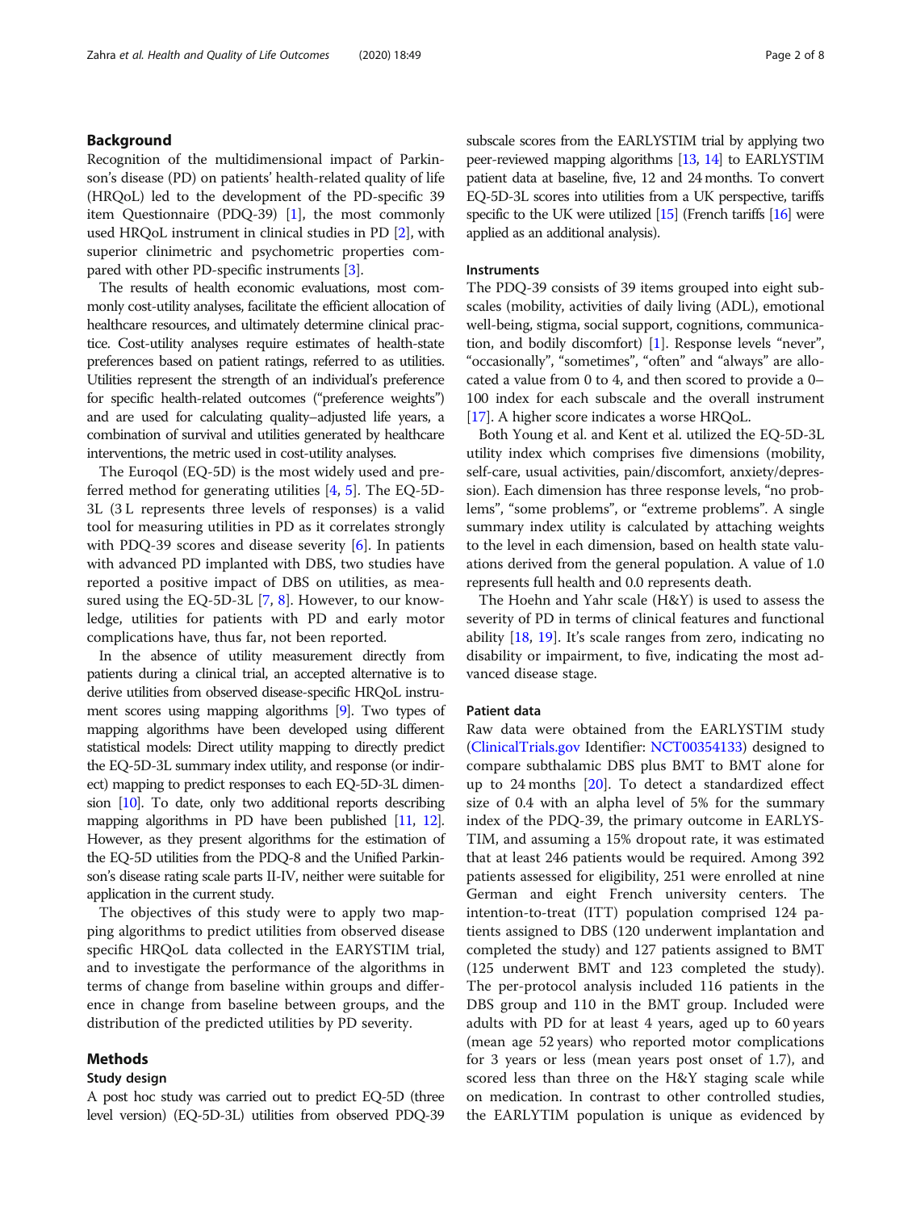## Background

Recognition of the multidimensional impact of Parkinson's disease (PD) on patients' health-related quality of life (HRQoL) led to the development of the PD-specific 39 item Questionnaire (PDQ-39) [1], the most commonly used HRQoL instrument in clinical studies in PD [2], with superior clinimetric and psychometric properties compared with other PD-specific instruments [3].

The results of health economic evaluations, most commonly cost-utility analyses, facilitate the efficient allocation of healthcare resources, and ultimately determine clinical practice. Cost-utility analyses require estimates of health-state preferences based on patient ratings, referred to as utilities. Utilities represent the strength of an individual's preference for specific health-related outcomes ("preference weights") and are used for calculating quality–adjusted life years, a combination of survival and utilities generated by healthcare interventions, the metric used in cost-utility analyses.

The Euroqol (EQ-5D) is the most widely used and preferred method for generating utilities [4, 5]. The EQ-5D-3L (3 L represents three levels of responses) is a valid tool for measuring utilities in PD as it correlates strongly with PDQ-39 scores and disease severity [6]. In patients with advanced PD implanted with DBS, two studies have reported a positive impact of DBS on utilities, as measured using the EQ-5D-3L [7, 8]. However, to our knowledge, utilities for patients with PD and early motor complications have, thus far, not been reported.

In the absence of utility measurement directly from patients during a clinical trial, an accepted alternative is to derive utilities from observed disease-specific HRQoL instrument scores using mapping algorithms [9]. Two types of mapping algorithms have been developed using different statistical models: Direct utility mapping to directly predict the EQ-5D-3L summary index utility, and response (or indirect) mapping to predict responses to each EQ-5D-3L dimension [10]. To date, only two additional reports describing mapping algorithms in PD have been published [11, 12]. However, as they present algorithms for the estimation of the EQ-5D utilities from the PDQ-8 and the Unified Parkinson's disease rating scale parts II-IV, neither were suitable for application in the current study.

The objectives of this study were to apply two mapping algorithms to predict utilities from observed disease specific HRQoL data collected in the EARYSTIM trial, and to investigate the performance of the algorithms in terms of change from baseline within groups and difference in change from baseline between groups, and the distribution of the predicted utilities by PD severity.

## Methods

### Study design

A post hoc study was carried out to predict EQ-5D (three level version) (EQ-5D-3L) utilities from observed PDQ-39 subscale scores from the EARLYSTIM trial by applying two peer-reviewed mapping algorithms [13, 14] to EARLYSTIM patient data at baseline, five, 12 and 24 months. To convert EQ-5D-3L scores into utilities from a UK perspective, tariffs specific to the UK were utilized [15] (French tariffs [16] were applied as an additional analysis).

### Instruments

The PDQ-39 consists of 39 items grouped into eight subscales (mobility, activities of daily living (ADL), emotional well-being, stigma, social support, cognitions, communication, and bodily discomfort) [1]. Response levels "never", "occasionally", "sometimes", "often" and "always" are allocated a value from 0 to 4, and then scored to provide a 0–100 index for each subscale and the overall instrument [17]. A higher score indicates a worse HRQoL.

Both Young et al. and Kent et al. utilized the EQ-5D-3L utility index which comprises five dimensions (mobility, self-care, usual activities, pain/discomfort, anxiety/depression). Each dimension has three response levels, "no problems", "some problems", or "extreme problems". A single summary index utility is calculated by attaching weights to the level in each dimension, based on health state valuations derived from the general population. A value of 1.0 represents full health and 0.0 represents death.

The Hoehn and Yahr scale (H&Y) is used to assess the severity of PD in terms of clinical features and functional ability [18, 19]. It's scale ranges from zero, indicating no disability or impairment, to five, indicating the most advanced disease stage.

### Patient data

Raw data were obtained from the EARLYSTIM study (ClinicalTrials.gov Identifier: NCT00354133) designed to compare subthalamic DBS plus BMT to BMT alone for up to 24 months [20]. To detect a standardized effect size of 0.4 with an alpha level of 5% for the summary index of the PDQ-39, the primary outcome in EARLYSTIM, and assuming a 15% dropout rate, it was estimated that at least 246 patients would be required. Among 392 patients assessed for eligibility, 251 were enrolled at nine German and eight French university centers. The intention-to-treat (ITT) population comprised 124 patients assigned to DBS (120 underwent implantation and completed the study) and 127 patients assigned to BMT (125 underwent BMT and 123 completed the study). The per-protocol analysis included 116 patients in the DBS group and 110 in the BMT group. Included were adults with PD for at least 4 years, aged up to 60 years (mean age 52 years) who reported motor complications for 3 years or less (mean years post onset of 1.7), and scored less than three on the H&Y staging scale while on medication. In contrast to other controlled studies, the EARLYTIM population is unique as evidenced by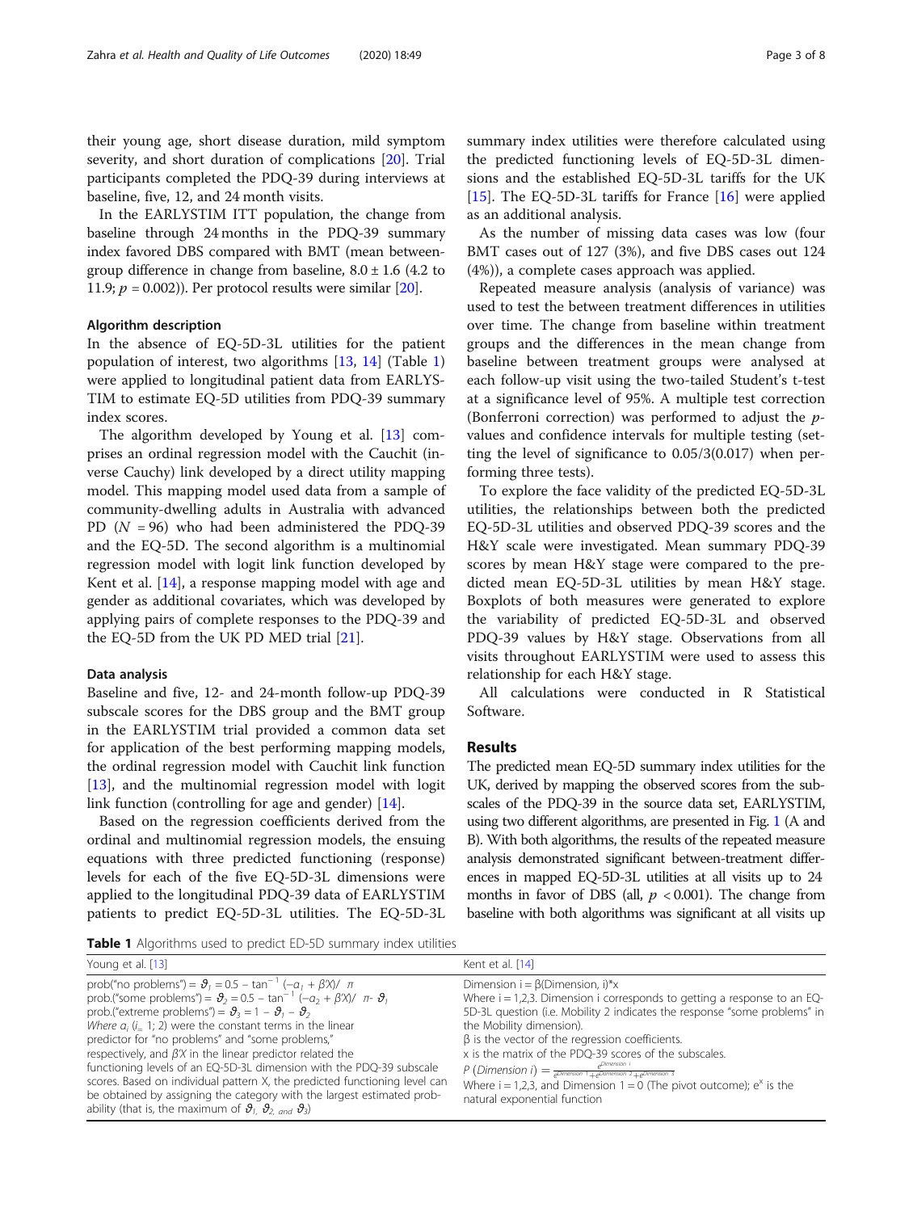their young age, short disease duration, mild symptom severity, and short duration of complications [20]. Trial participants completed the PDQ-39 during interviews at baseline, five, 12, and 24 month visits.

In the EARLYSTIM ITT population, the change from baseline through 24 months in the PDQ-39 summary index favored DBS compared with BMT (mean between-group difference in change from baseline, 8.0 ± 1.6 (4.2 to 11.9; $p = 0.002$)). Per protocol results were similar [20].

### Algorithm description

In the absence of EQ-5D-3L utilities for the patient population of interest, two algorithms [13, 14] (Table 1) were applied to longitudinal patient data from EARLYSTIM to estimate EQ-5D utilities from PDQ-39 summary index scores.

The algorithm developed by Young et al. [13] comprises an ordinal regression model with the Cauchit (inverse Cauchy) link developed by a direct utility mapping model. This mapping model used data from a sample of community-dwelling adults in Australia with advanced PD ($N = 96$) who had been administered the PDQ-39 and the EQ-5D. The second algorithm is a multinomial regression model with logit link function developed by Kent et al. [14], a response mapping model with age and gender as additional covariates, which was developed by applying pairs of complete responses to the PDQ-39 and the EQ-5D from the UK PD MED trial [21].

### Data analysis

Baseline and five, 12- and 24-month follow-up PDQ-39 subscale scores for the DBS group and the BMT group in the EARLYSTIM trial provided a common data set for application of the best performing mapping models, the ordinal regression model with Cauchit link function [13], and the multinomial regression model with logit link function (controlling for age and gender) [14].

Based on the regression coefficients derived from the ordinal and multinomial regression models, the ensuing equations with three predicted functioning (response) levels for each of the five EQ-5D-3L dimensions were applied to the longitudinal PDQ-39 data of EARLYSTIM patients to predict EQ-5D-3L utilities. The EQ-5D-3L summary index utilities were therefore calculated using the predicted functioning levels of EQ-5D-3L dimensions and the established EQ-5D-3L tariffs for the UK [15]. The EQ-5D-3L tariffs for France [16] were applied as an additional analysis.

As the number of missing data cases was low (four BMT cases out of 127 (3%), and five DBS cases out 124 (4%)), a complete cases approach was applied.

Repeated measure analysis (analysis of variance) was used to test the between treatment differences in utilities over time. The change from baseline within treatment groups and the differences in the mean change from baseline between treatment groups were analysed at each follow-up visit using the two-tailed Student's t-test at a significance level of 95%. A multiple test correction (Bonferroni correction) was performed to adjust the $p$-values and confidence intervals for multiple testing (setting the level of significance to 0.05/3(0.017) when performing three tests).

To explore the face validity of the predicted EQ-5D-3L utilities, the relationships between both the predicted EQ-5D-3L utilities and observed PDQ-39 scores and the H&Y scale were investigated. Mean summary PDQ-39 scores by mean H&Y stage were compared to the predicted mean EQ-5D-3L utilities by mean H&Y stage. Boxplots of both measures were generated to explore the variability of predicted EQ-5D-3L and observed PDQ-39 values by H&Y stage. Observations from all visits throughout EARLYSTIM were used to assess this relationship for each H&Y stage.

All calculations were conducted in R Statistical Software.

## Results

The predicted mean EQ-5D summary index utilities for the UK, derived by mapping the observed scores from the subscales of the PDQ-39 in the source data set, EARLYSTIM, using two different algorithms, are presented in Fig. 1 (A and B). With both algorithms, the results of the repeated measure analysis demonstrated significant between-treatment differences in mapped EQ-5D-3L utilities at all visits up to 24 months in favor of DBS (all, $p < 0.001$). The change from baseline with both algorithms was significant at all visits up

**Table 1** Algorithms used to predict ED-5D summary index utilities

| Young et al. [13] | Kent et al. [14] |
|---|---|
| prob("no problems") = $\vartheta_1 = 0.5 - \tan^{-1}(-\alpha_1 + \beta'X)/\pi$<br>prob.("some problems") = $\vartheta_2 = 0.5 - \tan^{-1}(-\alpha_2 + \beta'X)/\pi - \vartheta_1$<br>prob.("extreme problems") = $\vartheta_3 = 1 - \vartheta_1 - \vartheta_2$<br>*Where* $\alpha_i$ ($i = 1; 2$) were the constant terms in the linear predictor for "no problems" and "some problems," respectively, and $\beta'X$ in the linear predictor related the functioning levels of an EQ-5D-3L dimension with the PDQ-39 subscale scores. Based on individual pattern X, the predicted functioning level can be obtained by assigning the category with the largest estimated probability (that is, the maximum of $\vartheta_1$, $\vartheta_2$, and $\vartheta_3$) | Dimension i = β(Dimension, i)*x<br>Where i = 1,2,3. Dimension i corresponds to getting a response to an EQ-5D-3L question (i.e. Mobility 2 indicates the response "some problems" in the Mobility dimension).<br>β is the vector of the regression coefficients.<br>x is the matrix of the PDQ-39 scores of the subscales.<br>$P(\text{Dimension } i) = \frac{e^{\text{Dimension } i}}{e^{\text{Dimension } 1} + e^{\text{Dimension } 2} + e^{\text{Dimension } 3}}$<br>Where i = 1,2,3, and Dimension 1 = 0 (The pivot outcome); $e^x$ is the natural exponential function |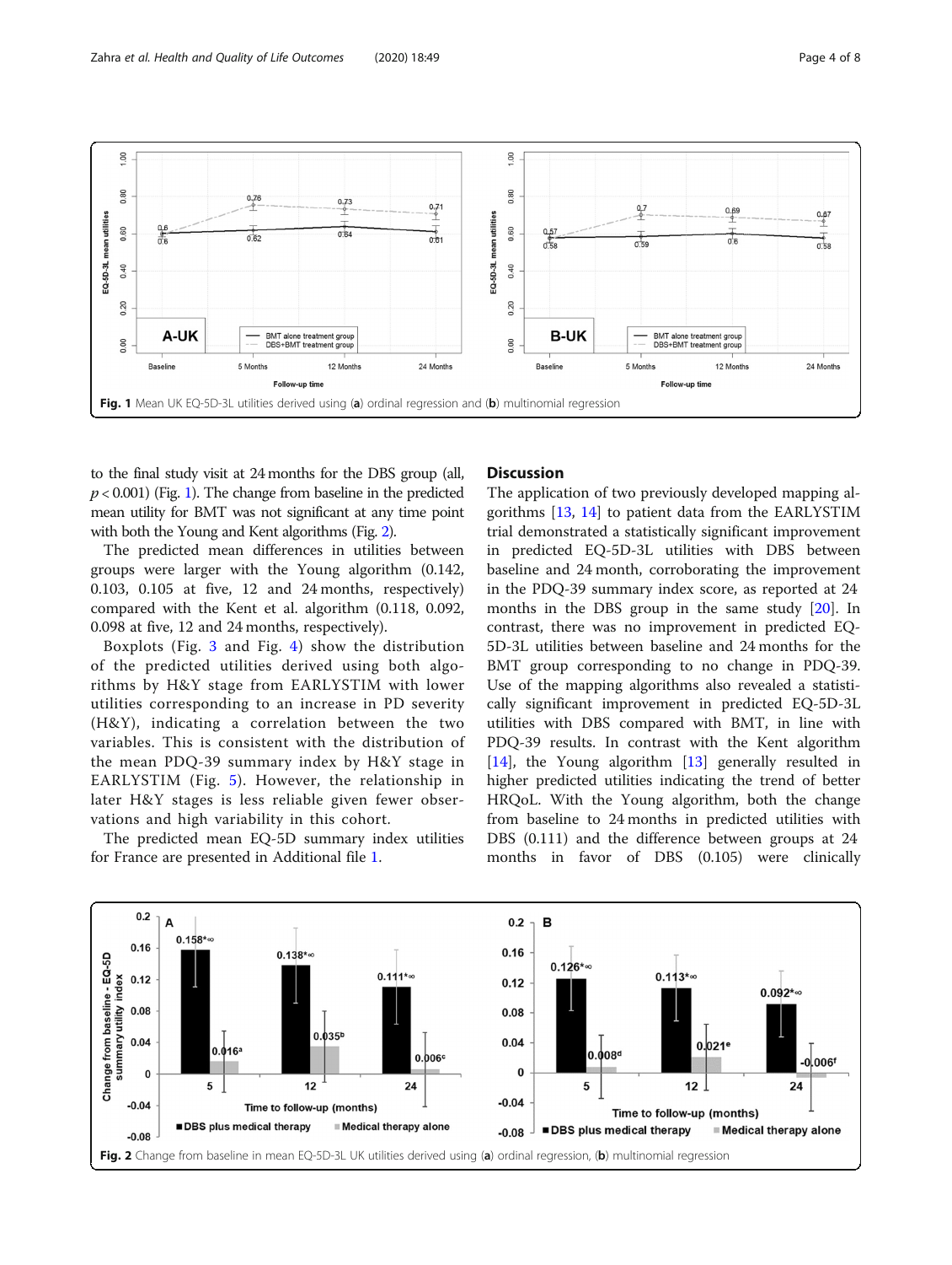Fig. 1 Mean UK EQ-5D-3L utilities derived using (a) ordinal regression and (b) multinomial regression

to the final study visit at 24 months for the DBS group (all, $p < 0.001$) (Fig. 1). The change from baseline in the predicted mean utility for BMT was not significant at any time point with both the Young and Kent algorithms (Fig. 2).

The predicted mean differences in utilities between groups were larger with the Young algorithm (0.142, 0.103, 0.105 at five, 12 and 24 months, respectively) compared with the Kent et al. algorithm (0.118, 0.092, 0.098 at five, 12 and 24 months, respectively).

Boxplots (Fig. 3 and Fig. 4) show the distribution of the predicted utilities derived using both algorithms by H&Y stage from EARLYSTIM with lower utilities corresponding to an increase in PD severity (H&Y), indicating a correlation between the two variables. This is consistent with the distribution of the mean PDQ-39 summary index by H&Y stage in EARLYSTIM (Fig. 5). However, the relationship in later H&Y stages is less reliable given fewer observations and high variability in this cohort.

The predicted mean EQ-5D summary index utilities for France are presented in Additional file 1.

## Discussion

The application of two previously developed mapping algorithms [13, 14] to patient data from the EARLYSTIM trial demonstrated a statistically significant improvement in predicted EQ-5D-3L utilities with DBS between baseline and 24 month, corroborating the improvement in the PDQ-39 summary index score, as reported at 24 months in the DBS group in the same study [20]. In contrast, there was no improvement in predicted EQ-5D-3L utilities between baseline and 24 months for the BMT group corresponding to no change in PDQ-39. Use of the mapping algorithms also revealed a statistically significant improvement in predicted EQ-5D-3L utilities with DBS compared with BMT, in line with PDQ-39 results. In contrast with the Kent algorithm [14], the Young algorithm [13] generally resulted in higher predicted utilities indicating the trend of better HRQoL. With the Young algorithm, both the change from baseline to 24 months in predicted utilities with DBS (0.111) and the difference between groups at 24 months in favor of DBS (0.105) were clinically

Fig. 2 Change from baseline in mean EQ-5D-3L UK utilities derived using (a) ordinal regression, (b) multinomial regression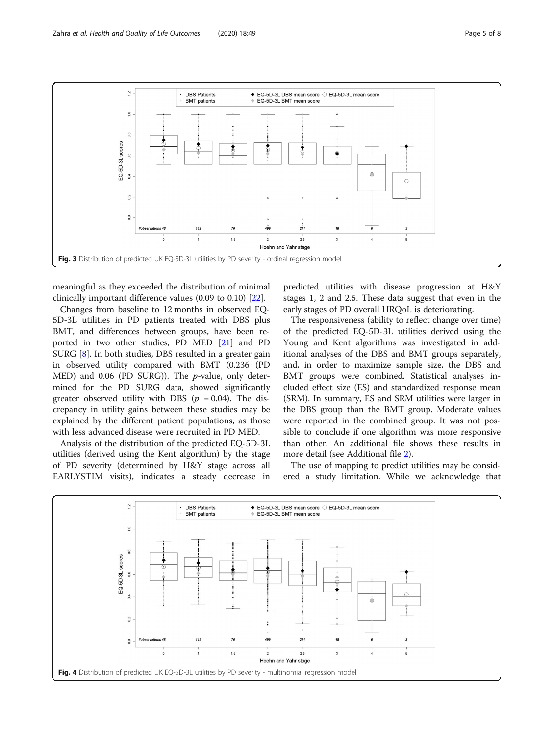Fig. 3 Distribution of predicted UK EQ-5D-3L utilities by PD severity - ordinal regression model

meaningful as they exceeded the distribution of minimal clinically important difference values (0.09 to 0.10) [22].

Changes from baseline to 12 months in observed EQ-5D-3L utilities in PD patients treated with DBS plus BMT, and differences between groups, have been reported in two other studies, PD MED [21] and PD SURG [8]. In both studies, DBS resulted in a greater gain in observed utility compared with BMT (0.236 (PD MED) and 0.06 (PD SURG)). The $p$-value, only determined for the PD SURG data, showed significantly greater observed utility with DBS ($p = 0.04$). The discrepancy in utility gains between these studies may be explained by the different patient populations, as those with less advanced disease were recruited in PD MED.

Analysis of the distribution of the predicted EQ-5D-3L utilities (derived using the Kent algorithm) by the stage of PD severity (determined by H&Y stage across all EARLYSTIM visits), indicates a steady decrease in predicted utilities with disease progression at H&Y stages 1, 2 and 2.5. These data suggest that even in the early stages of PD overall HRQoL is deteriorating.

The responsiveness (ability to reflect change over time) of the predicted EQ-5D-3L utilities derived using the Young and Kent algorithms was investigated in additional analyses of the DBS and BMT groups separately, and, in order to maximize sample size, the DBS and BMT groups were combined. Statistical analyses included effect size (ES) and standardized response mean (SRM). In summary, ES and SRM utilities were larger in the DBS group than the BMT group. Moderate values were reported in the combined group. It was not possible to conclude if one algorithm was more responsive than other. An additional file shows these results in more detail (see Additional file 2).

The use of mapping to predict utilities may be considered a study limitation. While we acknowledge that

Fig. 4 Distribution of predicted UK EQ-5D-3L utilities by PD severity - multinomial regression model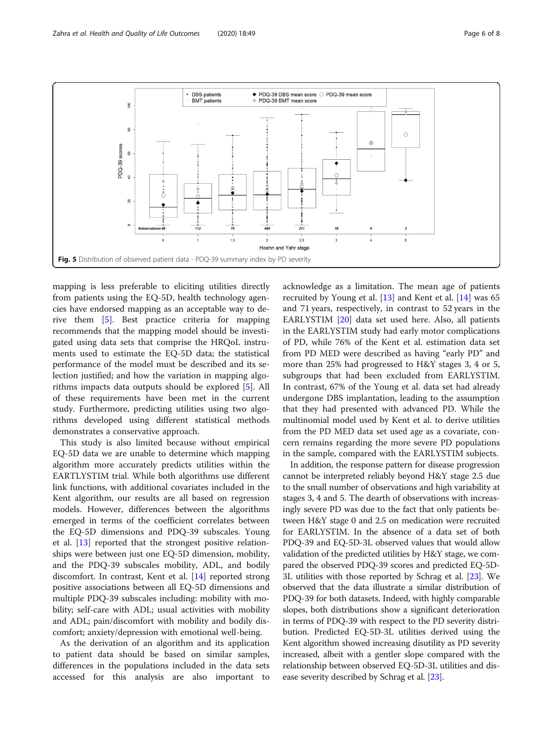Fig. 5 Distribution of observed patient data - PDQ-39 summary index by PD severity

mapping is less preferable to eliciting utilities directly from patients using the EQ-5D, health technology agencies have endorsed mapping as an acceptable way to derive them [5]. Best practice criteria for mapping recommends that the mapping model should be investigated using data sets that comprise the HRQoL instruments used to estimate the EQ-5D data; the statistical performance of the model must be described and its selection justified; and how the variation in mapping algorithms impacts data outputs should be explored [5]. All of these requirements have been met in the current study. Furthermore, predicting utilities using two algorithms developed using different statistical methods demonstrates a conservative approach.

This study is also limited because without empirical EQ-5D data we are unable to determine which mapping algorithm more accurately predicts utilities within the EARTLYSTIM trial. While both algorithms use different link functions, with additional covariates included in the Kent algorithm, our results are all based on regression models. However, differences between the algorithms emerged in terms of the coefficient correlates between the EQ-5D dimensions and PDQ-39 subscales. Young et al. [13] reported that the strongest positive relationships were between just one EQ-5D dimension, mobility, and the PDQ-39 subscales mobility, ADL, and bodily discomfort. In contrast, Kent et al. [14] reported strong positive associations between all EQ-5D dimensions and multiple PDQ-39 subscales including: mobility with mobility; self-care with ADL; usual activities with mobility and ADL; pain/discomfort with mobility and bodily discomfort; anxiety/depression with emotional well-being.

As the derivation of an algorithm and its application to patient data should be based on similar samples, differences in the populations included in the data sets accessed for this analysis are also important to acknowledge as a limitation. The mean age of patients recruited by Young et al. [13] and Kent et al. [14] was 65 and 71 years, respectively, in contrast to 52 years in the EARLYSTIM [20] data set used here. Also, all patients in the EARLYSTIM study had early motor complications of PD, while 76% of the Kent et al. estimation data set from PD MED were described as having "early PD" and more than 25% had progressed to H&Y stages 3, 4 or 5, subgroups that had been excluded from EARLYSTIM. In contrast, 67% of the Young et al. data set had already undergone DBS implantation, leading to the assumption that they had presented with advanced PD. While the multinomial model used by Kent et al. to derive utilities from the PD MED data set used age as a covariate, concern remains regarding the more severe PD populations in the sample, compared with the EARLYSTIM subjects.

In addition, the response pattern for disease progression cannot be interpreted reliably beyond H&Y stage 2.5 due to the small number of observations and high variability at stages 3, 4 and 5. The dearth of observations with increasingly severe PD was due to the fact that only patients between H&Y stage 0 and 2.5 on medication were recruited for EARLYSTIM. In the absence of a data set of both PDQ-39 and EQ-5D-3L observed values that would allow validation of the predicted utilities by H&Y stage, we compared the observed PDQ-39 scores and predicted EQ-5D-3L utilities with those reported by Schrag et al. [23]. We observed that the data illustrate a similar distribution of PDQ-39 for both datasets. Indeed, with highly comparable slopes, both distributions show a significant deterioration in terms of PDQ-39 with respect to the PD severity distribution. Predicted EQ-5D-3L utilities derived using the Kent algorithm showed increasing disutility as PD severity increased, albeit with a gentler slope compared with the relationship between observed EQ-5D-3L utilities and disease severity described by Schrag et al. [23].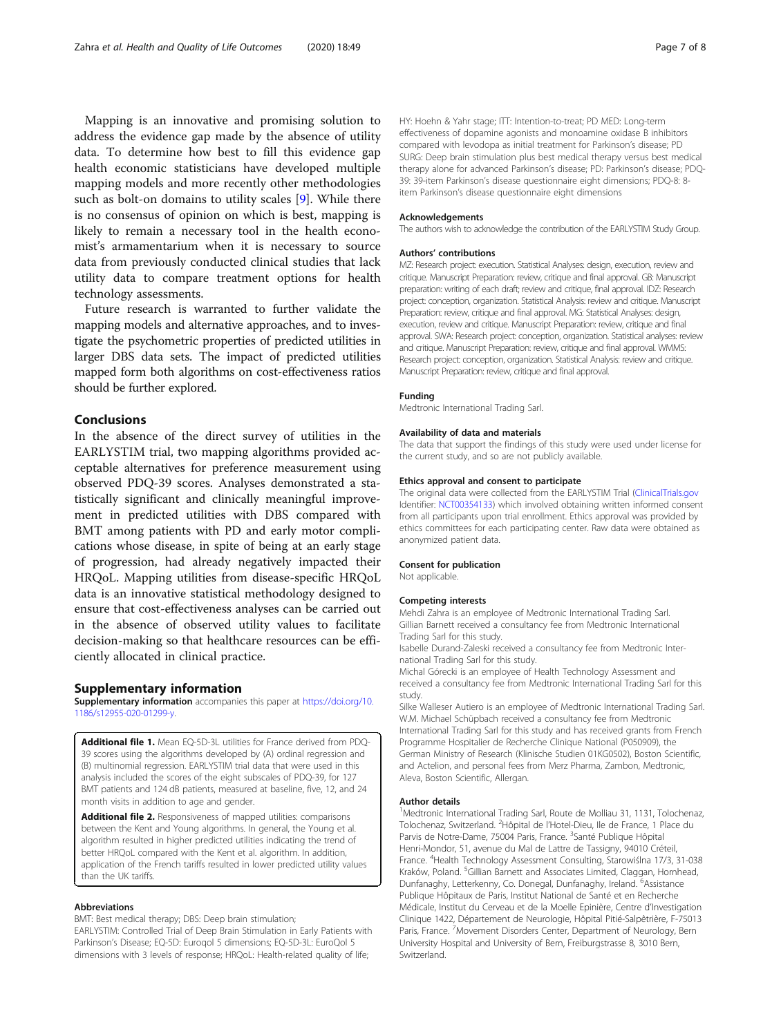Mapping is an innovative and promising solution to address the evidence gap made by the absence of utility data. To determine how best to fill this evidence gap health economic statisticians have developed multiple mapping models and more recently other methodologies such as bolt-on domains to utility scales [9]. While there is no consensus of opinion on which is best, mapping is likely to remain a necessary tool in the health economist's armamentarium when it is necessary to source data from previously conducted clinical studies that lack utility data to compare treatment options for health technology assessments.

Future research is warranted to further validate the mapping models and alternative approaches, and to investigate the psychometric properties of predicted utilities in larger DBS data sets. The impact of predicted utilities mapped form both algorithms on cost-effectiveness ratios should be further explored.

## Conclusions

In the absence of the direct survey of utilities in the EARLYSTIM trial, two mapping algorithms provided acceptable alternatives for preference measurement using observed PDQ-39 scores. Analyses demonstrated a statistically significant and clinically meaningful improvement in predicted utilities with DBS compared with BMT among patients with PD and early motor complications whose disease, in spite of being at an early stage of progression, had already negatively impacted their HRQoL. Mapping utilities from disease-specific HRQoL data is an innovative statistical methodology designed to ensure that cost-effectiveness analyses can be carried out in the absence of observed utility values to facilitate decision-making so that healthcare resources can be efficiently allocated in clinical practice.

## Supplementary information

**Supplementary information** accompanies this paper at https://doi.org/10.1186/s12955-020-01299-y.

**Additional file 1.** Mean EQ-5D-3L utilities for France derived from PDQ-39 scores using the algorithms developed by (A) ordinal regression and (B) multinomial regression. EARLYSTIM trial data that were used in this analysis included the scores of the eight subscales of PDQ-39, for 127 BMT patients and 124 dB patients, measured at baseline, five, 12, and 24 month visits in addition to age and gender.

**Additional file 2.** Responsiveness of mapped utilities: comparisons between the Kent and Young algorithms. In general, the Young et al. algorithm resulted in higher predicted utilities indicating the trend of better HRQoL compared with the Kent et al. algorithm. In addition, application of the French tariffs resulted in lower predicted utility values than the UK tariffs.

### Abbreviations

BMT: Best medical therapy; DBS: Deep brain stimulation; EARLYSTIM: Controlled Trial of Deep Brain Stimulation in Early Patients with Parkinson's Disease; EQ-5D: Euroqol 5 dimensions; EQ-5D-3L: EuroQol 5 dimensions with 3 levels of response; HRQoL: Health-related quality of life; HY: Hoehn & Yahr stage; ITT: Intention-to-treat; PD MED: Long-term effectiveness of dopamine agonists and monoamine oxidase B inhibitors compared with levodopa as initial treatment for Parkinson's disease; PD SURG: Deep brain stimulation plus best medical therapy versus best medical therapy alone for advanced Parkinson's disease; PD: Parkinson's disease; PDQ-39: 39-item Parkinson's disease questionnaire eight dimensions; PDQ-8: 8-item Parkinson's disease questionnaire eight dimensions

### Acknowledgements

The authors wish to acknowledge the contribution of the EARLYSTIM Study Group.

### Authors' contributions

MZ: Research project: execution. Statistical Analyses: design, execution, review and critique. Manuscript Preparation: review, critique and final approval. GB: Manuscript preparation: writing of each draft; review and critique, final approval. IDZ: Research project: conception, organization. Statistical Analysis: review and critique. Manuscript Preparation: review, critique and final approval. MG: Statistical Analyses: design, execution, review and critique. Manuscript Preparation: review, critique and final approval. SWA: Research project: conception, organization. Statistical analyses: review and critique. Manuscript Preparation: review, critique and final approval. WMMS: Research project: conception, organization. Statistical Analysis: review and critique. Manuscript Preparation: review, critique and final approval.

### Funding

Medtronic International Trading Sarl.

### Availability of data and materials

The data that support the findings of this study were used under license for the current study, and so are not publicly available.

### Ethics approval and consent to participate

The original data were collected from the EARLYSTIM Trial (ClinicalTrials.gov Identifier: NCT00354133) which involved obtaining written informed consent from all participants upon trial enrollment. Ethics approval was provided by ethics committees for each participating center. Raw data were obtained as anonymized patient data.

### Consent for publication

Not applicable.

### Competing interests

Mehdi Zahra is an employee of Medtronic International Trading Sarl.
Gillian Barnett received a consultancy fee from Medtronic International Trading Sarl for this study.
Isabelle Durand-Zaleski received a consultancy fee from Medtronic International Trading Sarl for this study.
Michal Górecki is an employee of Health Technology Assessment and received a consultancy fee from Medtronic International Trading Sarl for this study.
Silke Walleser Autiero is an employee of Medtronic International Trading Sarl.
W.M. Michael Schüpbach received a consultancy fee from Medtronic International Trading Sarl for this study and has received grants from French Programme Hospitalier de Recherche Clinique National (P050909), the German Ministry of Research (Klinische Studien 01KG0502), Boston Scientific, and Actelion, and personal fees from Merz Pharma, Zambon, Medtronic, Aleva, Boston Scientific, Allergan.

### Author details

[1]Medtronic International Trading Sarl, Route de Molliau 31, 1131, Tolochenaz, Tolochenaz, Switzerland. [2]Hôpital de l'Hotel-Dieu, Ile de France, 1 Place du Parvis de Notre-Dame, 75004 Paris, France. [3]Santé Publique Hôpital Henri-Mondor, 51, avenue du Mal de Lattre de Tassigny, 94010 Créteil, France. [4]Health Technology Assessment Consulting, Starowiślna 17/3, 31-038 Kraków, Poland. [5]Gillian Barnett and Associates Limited, Claggan, Hornhead, Dunfanaghy, Letterkenny, Co. Donegal, Dunfanaghy, Ireland. [6]Assistance Publique Hôpitaux de Paris, Institut National de Santé et en Recherche Médicale, Institut du Cerveau et de la Moelle Epinière, Centre d'Investigation Clinique 1422, Département de Neurologie, Hôpital Pitié-Salpêtrière, F-75013 Paris, France. [7]Movement Disorders Center, Department of Neurology, Bern University Hospital and University of Bern, Freiburgstrasse 8, 3010 Bern, Switzerland.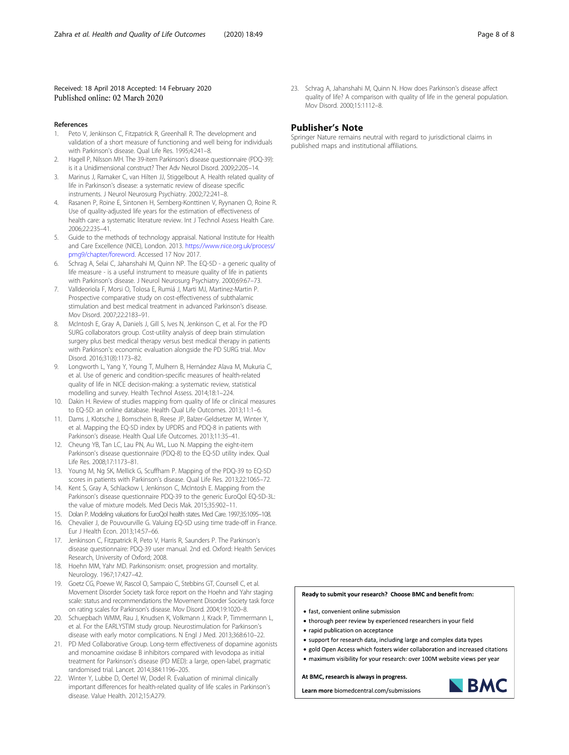Received: 18 April 2018 Accepted: 14 February 2020
Published online: 02 March 2020

## References

1. Peto V, Jenkinson C, Fitzpatrick R, Greenhall R. The development and validation of a short measure of functioning and well being for individuals with Parkinson's disease. Qual Life Res. 1995;4:241–8.
2. Hagell P, Nilsson MH. The 39-item Parkinson's disease questionnaire (PDQ-39): is it a Unidimensional construct? Ther Adv Neurol Disord. 2009;2:205–14.
3. Marinus J, Ramaker C, van Hilten JJ, Stiggelbout A. Health related quality of life in Parkinson's disease: a systematic review of disease specific instruments. J Neurol Neurosurg Psychiatry. 2002;72:241–8.
4. Rasanen P, Roine E, Sintonen H, Semberg-Konttinen V, Ryynanen O, Roine R. Use of quality-adjusted life years for the estimation of effectiveness of health care: a systematic literature review. Int J Technol Assess Health Care. 2006;22:235–41.
5. Guide to the methods of technology appraisal. National Institute for Health and Care Excellence (NICE), London. 2013. https://www.nice.org.uk/process/pmg9/chapter/foreword. Accessed 17 Nov 2017.
6. Schrag A, Selai C, Jahanshahi M, Quinn NP. The EQ-5D - a generic quality of life measure - is a useful instrument to measure quality of life in patients with Parkinson's disease. J Neurol Neurosurg Psychiatry. 2000;69:67–73.
7. Valldeoriola F, Morsi O, Tolosa E, Rumiá J, Marti MJ, Martinez-Martin P. Prospective comparative study on cost-effectiveness of subthalamic stimulation and best medical treatment in advanced Parkinson's disease. Mov Disord. 2007;22:2183–91.
8. McIntosh E, Gray A, Daniels J, Gill S, Ives N, Jenkinson C, et al. For the PD SURG collaborators group. Cost-utility analysis of deep brain stimulation surgery plus best medical therapy versus best medical therapy in patients with Parkinson's: economic evaluation alongside the PD SURG trial. Mov Disord. 2016;31(8):1173–82.
9. Longworth L, Yang Y, Young T, Mulhern B, Hernández Alava M, Mukuria C, et al. Use of generic and condition-specific measures of health-related quality of life in NICE decision-making: a systematic review, statistical modelling and survey. Health Technol Assess. 2014;18:1–224.
10. Dakin H. Review of studies mapping from quality of life or clinical measures to EQ-5D: an online database. Health Qual Life Outcomes. 2013;11:1–6.
11. Dams J, Klotsche J, Bornschein B, Reese JP, Balzer-Geldsetzer M, Winter Y, et al. Mapping the EQ-5D index by UPDRS and PDQ-8 in patients with Parkinson's disease. Health Qual Life Outcomes. 2013;11:35–41.
12. Cheung YB, Tan LC, Lau PN, Au WL, Luo N. Mapping the eight-item Parkinson's disease questionnaire (PDQ-8) to the EQ-5D utility index. Qual Life Res. 2008;17:1173–81.
13. Young M, Ng SK, Mellick G, Scuffham P. Mapping of the PDQ-39 to EQ-5D scores in patients with Parkinson's disease. Qual Life Res. 2013;22:1065–72.
14. Kent S, Gray A, Schlackow I, Jenkinson C, McIntosh E. Mapping from the Parkinson's disease questionnaire PDQ-39 to the generic EuroQol EQ-5D-3L: the value of mixture models. Med Decis Mak. 2015;35:902–11.
15. Dolan P. Modeling valuations for EuroQol health states. Med Care. 1997;35:1095–108.
16. Chevalier J, de Pouvourville G. Valuing EQ-5D using time trade-off in France. Eur J Health Econ. 2013;14:57–66.
17. Jenkinson C, Fitzpatrick R, Peto V, Harris R, Saunders P. The Parkinson's disease questionnaire: PDQ-39 user manual. 2nd ed. Oxford: Health Services Research, University of Oxford; 2008.
18. Hoehn MM, Yahr MD. Parkinsonism: onset, progression and mortality. Neurology. 1967;17:427–42.
19. Goetz CG, Poewe W, Rascol O, Sampaio C, Stebbins GT, Counsell C, et al. Movement Disorder Society task force report on the Hoehn and Yahr staging scale: status and recommendations the Movement Disorder Society task force on rating scales for Parkinson's disease. Mov Disord. 2004;19:1020–8.
20. Schuepbach WMM, Rau J, Knudsen K, Volkmann J, Krack P, Timmermann L, et al. For the EARLYSTIM study group. Neurostimulation for Parkinson's disease with early motor complications. N Engl J Med. 2013;368:610–22.
21. PD Med Collaborative Group. Long-term effectiveness of dopamine agonists and monoamine oxidase B inhibitors compared with levodopa as initial treatment for Parkinson's disease (PD MED): a large, open-label, pragmatic randomised trial. Lancet. 2014;384:1196–205.
22. Winter Y, Lubbe D, Oertel W, Dodel R. Evaluation of minimal clinically important differences for health-related quality of life scales in Parkinson's disease. Value Health. 2012;15:A279.
23. Schrag A, Jahanshahi M, Quinn N. How does Parkinson's disease affect quality of life? A comparison with quality of life in the general population. Mov Disord. 2000;15:1112–8.

## Publisher's Note

Springer Nature remains neutral with regard to jurisdictional claims in published maps and institutional affiliations.

**Ready to submit your research? Choose BMC and benefit from:**

- fast, convenient online submission
- thorough peer review by experienced researchers in your field
- rapid publication on acceptance
- support for research data, including large and complex data types
- gold Open Access which fosters wider collaboration and increased citations
- maximum visibility for your research: over 100M website views per year

**At BMC, research is always in progress.**

**Learn more** biomedcentral.com/submissions

BMC